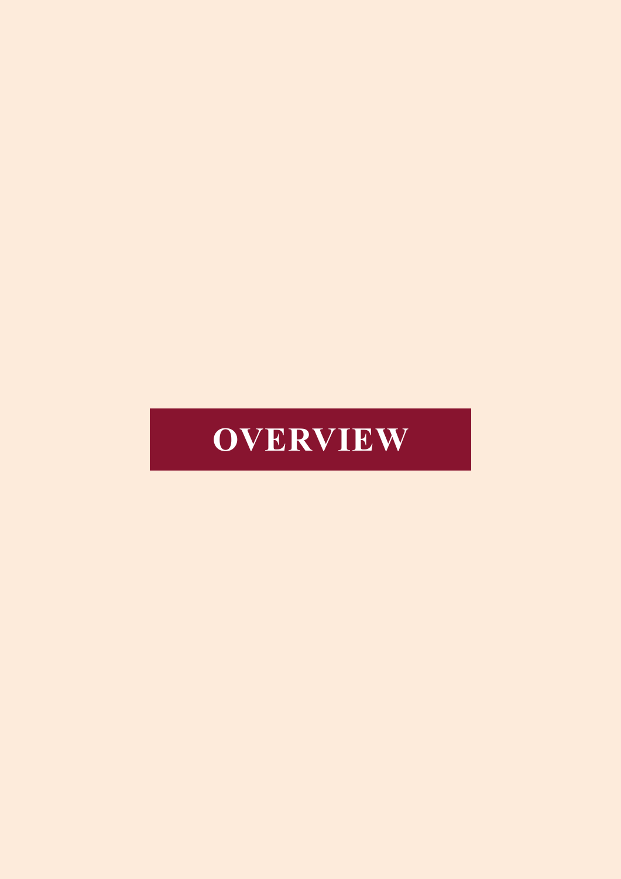# OVERVIEW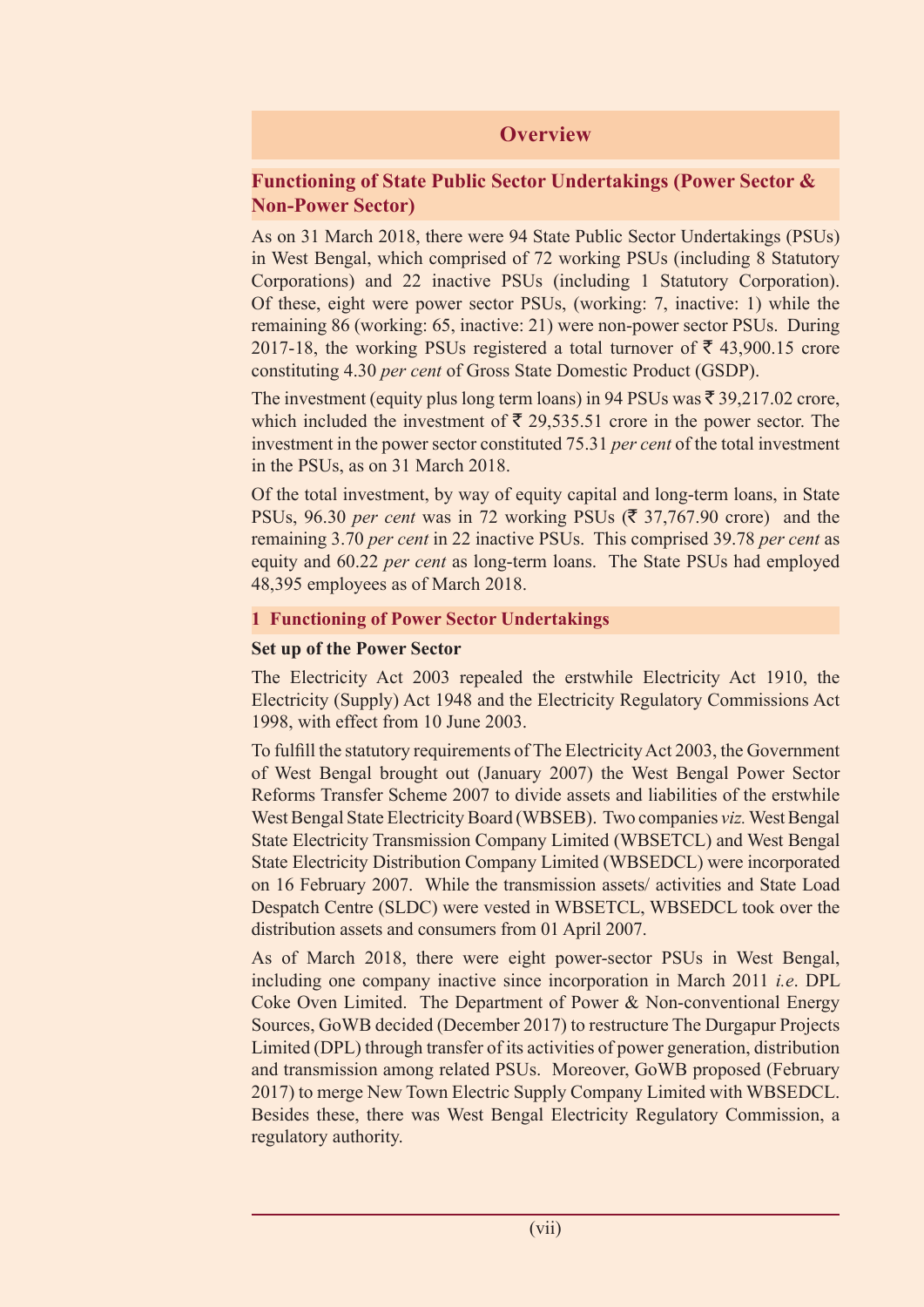# Overview

## Functioning of State Public Sector Undertakings (Power Sector & Non-Power Sector)

As on 31 March 2018, there were 94 State Public Sector Undertakings (PSUs) in West Bengal, which comprised of 72 working PSUs (including 8 Statutory Corporations) and 22 inactive PSUs (including 1 Statutory Corporation). Of these, eight were power sector PSUs, (working: 7, inactive: 1) while the remaining 86 (working: 65, inactive: 21) were non-power sector PSUs. During 2017-18, the working PSUs registered a total turnover of ₹ 43,900.15 crore constituting 4.30 *per cent* of Gross State Domestic Product (GSDP).

The investment (equity plus long term loans) in 94 PSUs was ₹ 39,217.02 crore, which included the investment of ₹ 29,535.51 crore in the power sector. The investment in the power sector constituted 75.31 *per cent* of the total investment in the PSUs, as on 31 March 2018.

Of the total investment, by way of equity capital and long-term loans, in State PSUs, 96.30 *per cent* was in 72 working PSUs (₹ 37,767.90 crore) and the remaining 3.70 *per cent* in 22 inactive PSUs. This comprised 39.78 *per cent* as equity and 60.22 *per cent* as long-term loans. The State PSUs had employed 48,395 employees as of March 2018.

### 1 Functioning of Power Sector Undertakings

**Set up of the Power Sector**

The Electricity Act 2003 repealed the erstwhile Electricity Act 1910, the Electricity (Supply) Act 1948 and the Electricity Regulatory Commissions Act 1998, with effect from 10 June 2003.

To fulfill the statutory requirements of The Electricity Act 2003, the Government of West Bengal brought out (January 2007) the West Bengal Power Sector Reforms Transfer Scheme 2007 to divide assets and liabilities of the erstwhile West Bengal State Electricity Board (WBSEB). Two companies *viz.* West Bengal State Electricity Transmission Company Limited (WBSETCL) and West Bengal State Electricity Distribution Company Limited (WBSEDCL) were incorporated on 16 February 2007. While the transmission assets/ activities and State Load Despatch Centre (SLDC) were vested in WBSETCL, WBSEDCL took over the distribution assets and consumers from 01 April 2007.

As of March 2018, there were eight power-sector PSUs in West Bengal, including one company inactive since incorporation in March 2011 *i.e*. DPL Coke Oven Limited. The Department of Power & Non-conventional Energy Sources, GoWB decided (December 2017) to restructure The Durgapur Projects Limited (DPL) through transfer of its activities of power generation, distribution and transmission among related PSUs. Moreover, GoWB proposed (February 2017) to merge New Town Electric Supply Company Limited with WBSEDCL. Besides these, there was West Bengal Electricity Regulatory Commission, a regulatory authority.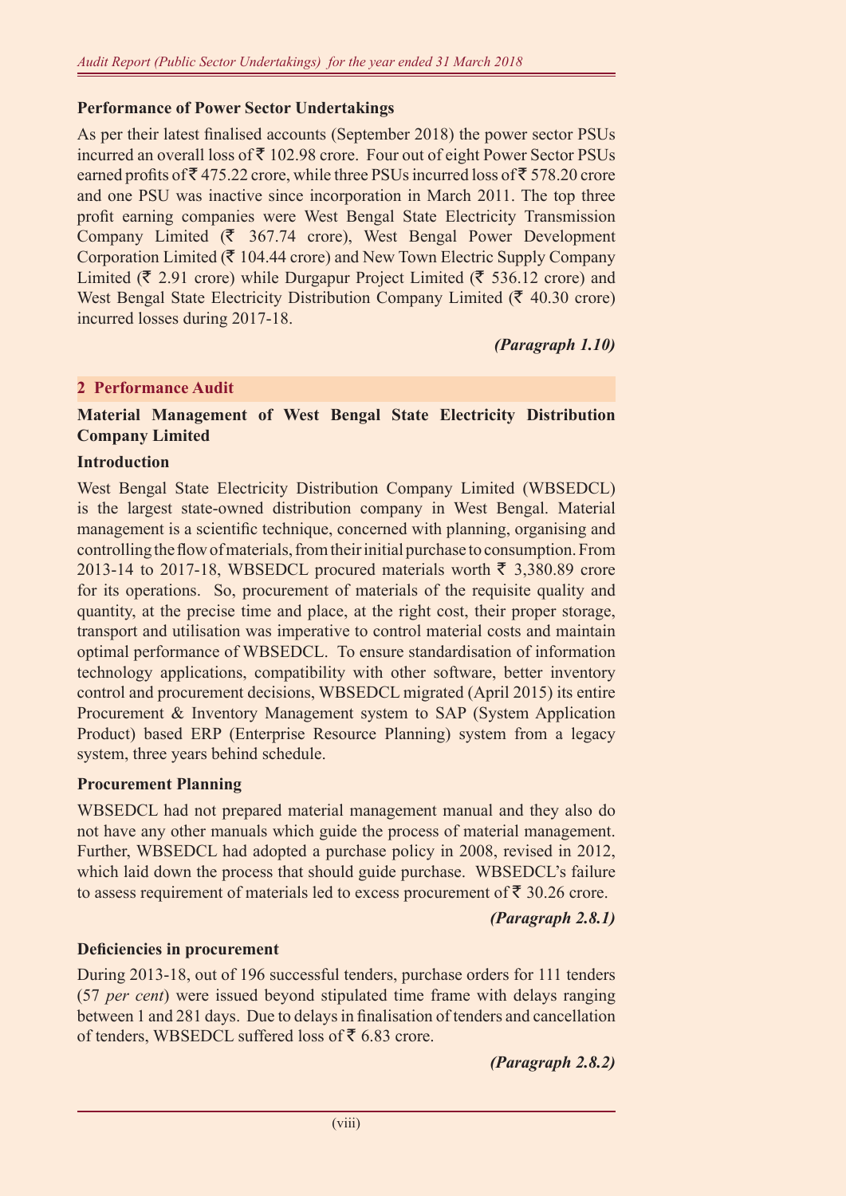**Performance of Power Sector Undertakings**

As per their latest finalised accounts (September 2018) the power sector PSUs incurred an overall loss of ₹ 102.98 crore. Four out of eight Power Sector PSUs earned profits of ₹ 475.22 crore, while three PSUs incurred loss of ₹ 578.20 crore and one PSU was inactive since incorporation in March 2011. The top three profit earning companies were West Bengal State Electricity Transmission Company Limited (₹ 367.74 crore), West Bengal Power Development Corporation Limited (₹ 104.44 crore) and New Town Electric Supply Company Limited (₹ 2.91 crore) while Durgapur Project Limited (₹ 536.12 crore) and West Bengal State Electricity Distribution Company Limited (₹ 40.30 crore) incurred losses during 2017-18.

***(Paragraph 1.10)***

## 2 Performance Audit

**Material Management of West Bengal State Electricity Distribution Company Limited**

**Introduction**

West Bengal State Electricity Distribution Company Limited (WBSEDCL) is the largest state-owned distribution company in West Bengal. Material management is a scientific technique, concerned with planning, organising and controlling the flow of materials, from their initial purchase to consumption. From 2013-14 to 2017-18, WBSEDCL procured materials worth ₹ 3,380.89 crore for its operations. So, procurement of materials of the requisite quality and quantity, at the precise time and place, at the right cost, their proper storage, transport and utilisation was imperative to control material costs and maintain optimal performance of WBSEDCL. To ensure standardisation of information technology applications, compatibility with other software, better inventory control and procurement decisions, WBSEDCL migrated (April 2015) its entire Procurement & Inventory Management system to SAP (System Application Product) based ERP (Enterprise Resource Planning) system from a legacy system, three years behind schedule.

**Procurement Planning**

WBSEDCL had not prepared material management manual and they also do not have any other manuals which guide the process of material management. Further, WBSEDCL had adopted a purchase policy in 2008, revised in 2012, which laid down the process that should guide purchase. WBSEDCL's failure to assess requirement of materials led to excess procurement of ₹ 30.26 crore.

***(Paragraph 2.8.1)***

**Deficiencies in procurement**

During 2013-18, out of 196 successful tenders, purchase orders for 111 tenders (57 *per cent*) were issued beyond stipulated time frame with delays ranging between 1 and 281 days. Due to delays in finalisation of tenders and cancellation of tenders, WBSEDCL suffered loss of ₹ 6.83 crore.

***(Paragraph 2.8.2)***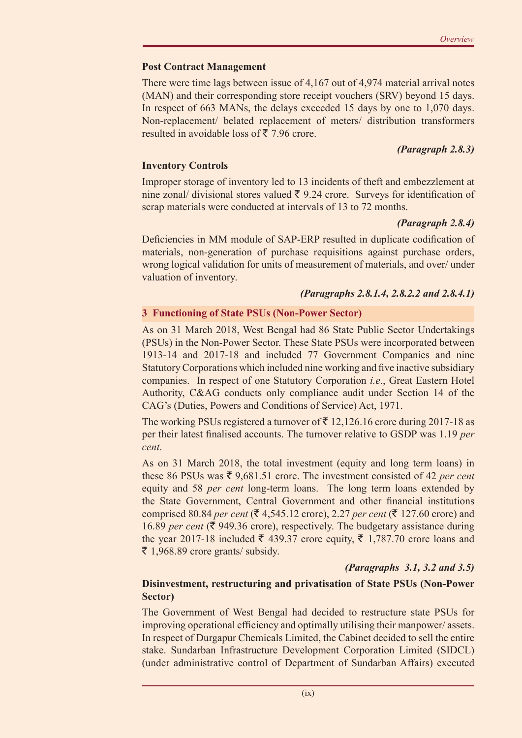**Post Contract Management**

There were time lags between issue of 4,167 out of 4,974 material arrival notes (MAN) and their corresponding store receipt vouchers (SRV) beyond 15 days. In respect of 663 MANs, the delays exceeded 15 days by one to 1,070 days. Non-replacement/ belated replacement of meters/ distribution transformers resulted in avoidable loss of ₹ 7.96 crore.

***(Paragraph 2.8.3)***

**Inventory Controls**

Improper storage of inventory led to 13 incidents of theft and embezzlement at nine zonal/ divisional stores valued ₹ 9.24 crore. Surveys for identification of scrap materials were conducted at intervals of 13 to 72 months.

***(Paragraph 2.8.4)***

Deficiencies in MM module of SAP-ERP resulted in duplicate codification of materials, non-generation of purchase requisitions against purchase orders, wrong logical validation for units of measurement of materials, and over/ under valuation of inventory.

***(Paragraphs 2.8.1.4, 2.8.2.2 and 2.8.4.1)***

## 3 Functioning of State PSUs (Non-Power Sector)

As on 31 March 2018, West Bengal had 86 State Public Sector Undertakings (PSUs) in the Non-Power Sector. These State PSUs were incorporated between 1913-14 and 2017-18 and included 77 Government Companies and nine Statutory Corporations which included nine working and five inactive subsidiary companies. In respect of one Statutory Corporation *i.e*., Great Eastern Hotel Authority, C&AG conducts only compliance audit under Section 14 of the CAG's (Duties, Powers and Conditions of Service) Act, 1971.

The working PSUs registered a turnover of ₹ 12,126.16 crore during 2017-18 as per their latest finalised accounts. The turnover relative to GSDP was 1.19 *per cent*.

As on 31 March 2018, the total investment (equity and long term loans) in these 86 PSUs was ₹ 9,681.51 crore. The investment consisted of 42 *per cent* equity and 58 *per cent* long-term loans. The long term loans extended by the State Government, Central Government and other financial institutions comprised 80.84 *per cent* (₹ 4,545.12 crore), 2.27 *per cent* (₹ 127.60 crore) and 16.89 *per cent* (₹ 949.36 crore), respectively. The budgetary assistance during the year 2017-18 included ₹ 439.37 crore equity, ₹ 1,787.70 crore loans and ₹ 1,968.89 crore grants/ subsidy.

***(Paragraphs 3.1, 3.2 and 3.5)***

**Disinvestment, restructuring and privatisation of State PSUs (Non-Power Sector)**

The Government of West Bengal had decided to restructure state PSUs for improving operational efficiency and optimally utilising their manpower/ assets. In respect of Durgapur Chemicals Limited, the Cabinet decided to sell the entire stake. Sundarban Infrastructure Development Corporation Limited (SIDCL) (under administrative control of Department of Sundarban Affairs) executed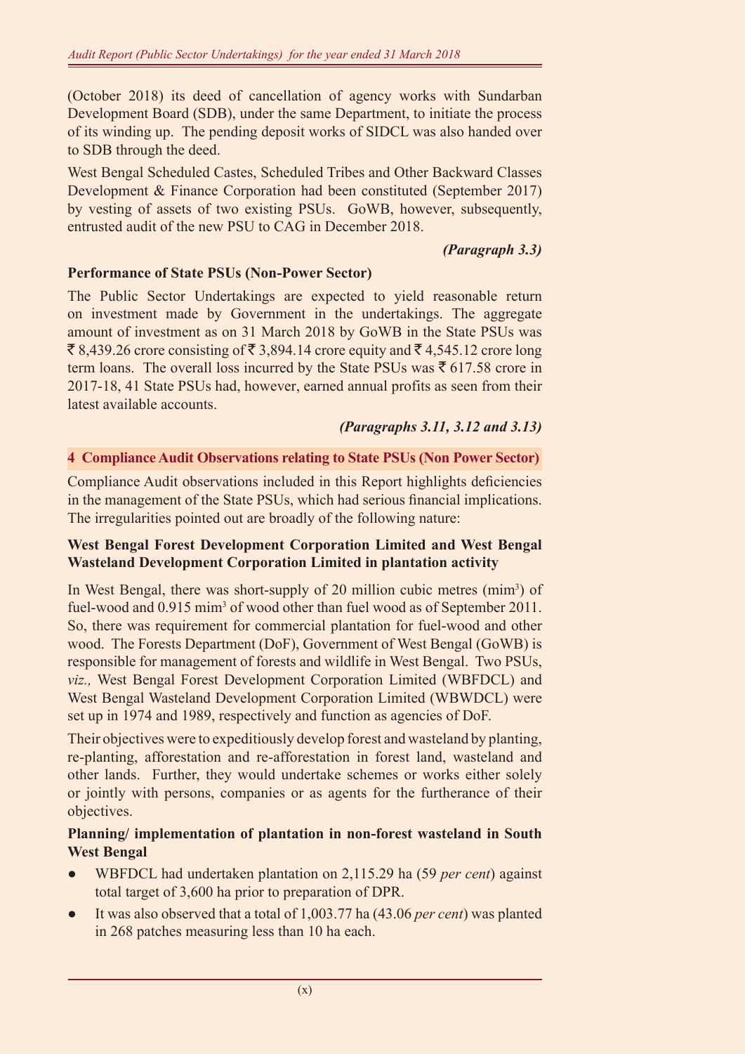(October 2018) its deed of cancellation of agency works with Sundarban Development Board (SDB), under the same Department, to initiate the process of its winding up. The pending deposit works of SIDCL was also handed over to SDB through the deed.

West Bengal Scheduled Castes, Scheduled Tribes and Other Backward Classes Development & Finance Corporation had been constituted (September 2017) by vesting of assets of two existing PSUs. GoWB, however, subsequently, entrusted audit of the new PSU to CAG in December 2018.

***(Paragraph 3.3)***

**Performance of State PSUs (Non-Power Sector)**

The Public Sector Undertakings are expected to yield reasonable return on investment made by Government in the undertakings. The aggregate amount of investment as on 31 March 2018 by GoWB in the State PSUs was ₹ 8,439.26 crore consisting of ₹ 3,894.14 crore equity and ₹ 4,545.12 crore long term loans. The overall loss incurred by the State PSUs was ₹ 617.58 crore in 2017-18, 41 State PSUs had, however, earned annual profits as seen from their latest available accounts.

***(Paragraphs 3.11, 3.12 and 3.13)***

## 4 Compliance Audit Observations relating to State PSUs (Non Power Sector)

Compliance Audit observations included in this Report highlights deficiencies in the management of the State PSUs, which had serious financial implications. The irregularities pointed out are broadly of the following nature:

**West Bengal Forest Development Corporation Limited and West Bengal Wasteland Development Corporation Limited in plantation activity**

In West Bengal, there was short-supply of 20 million cubic metres ($mim^3$) of fuel-wood and 0.915 $mim^3$ of wood other than fuel wood as of September 2011. So, there was requirement for commercial plantation for fuel-wood and other wood. The Forests Department (DoF), Government of West Bengal (GoWB) is responsible for management of forests and wildlife in West Bengal. Two PSUs, *viz.,* West Bengal Forest Development Corporation Limited (WBFDCL) and West Bengal Wasteland Development Corporation Limited (WBWDCL) were set up in 1974 and 1989, respectively and function as agencies of DoF.

Their objectives were to expeditiously develop forest and wasteland by planting, re-planting, afforestation and re-afforestation in forest land, wasteland and other lands. Further, they would undertake schemes or works either solely or jointly with persons, companies or as agents for the furtherance of their objectives.

**Planning/ implementation of plantation in non-forest wasteland in South West Bengal**

- WBFDCL had undertaken plantation on 2,115.29 ha (59 *per cent*) against total target of 3,600 ha prior to preparation of DPR.
- It was also observed that a total of 1,003.77 ha (43.06 *per cent*) was planted in 268 patches measuring less than 10 ha each.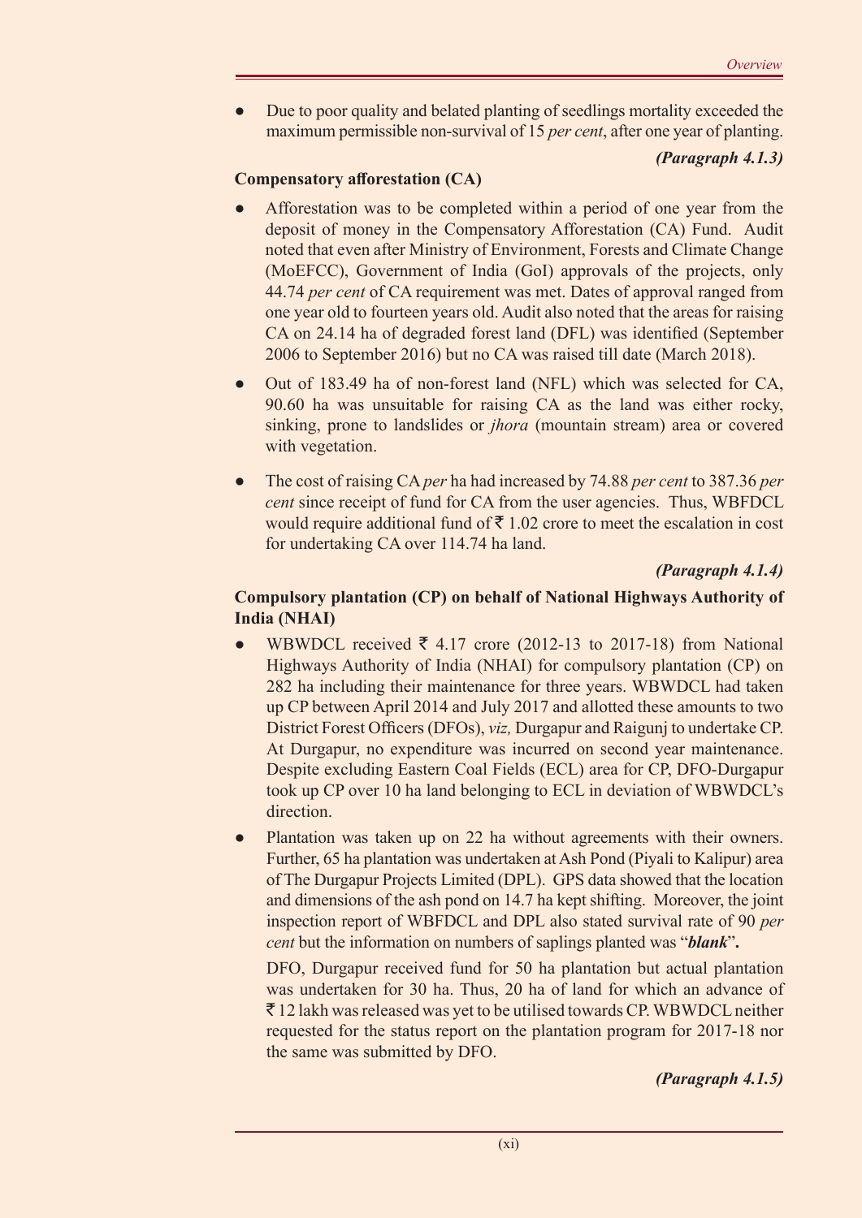- Due to poor quality and belated planting of seedlings mortality exceeded the maximum permissible non-survival of 15 *per cent*, after one year of planting.

***(Paragraph 4.1.3)***

**Compensatory afforestation (CA)**

- Afforestation was to be completed within a period of one year from the deposit of money in the Compensatory Afforestation (CA) Fund. Audit noted that even after Ministry of Environment, Forests and Climate Change (MoEFCC), Government of India (GoI) approvals of the projects, only 44.74 *per cent* of CA requirement was met. Dates of approval ranged from one year old to fourteen years old. Audit also noted that the areas for raising CA on 24.14 ha of degraded forest land (DFL) was identified (September 2006 to September 2016) but no CA was raised till date (March 2018).

- Out of 183.49 ha of non-forest land (NFL) which was selected for CA, 90.60 ha was unsuitable for raising CA as the land was either rocky, sinking, prone to landslides or *jhora* (mountain stream) area or covered with vegetation.

- The cost of raising CA *per* ha had increased by 74.88 *per cent* to 387.36 *per cent* since receipt of fund for CA from the user agencies. Thus, WBFDCL would require additional fund of ₹ 1.02 crore to meet the escalation in cost for undertaking CA over 114.74 ha land.

***(Paragraph 4.1.4)***

**Compulsory plantation (CP) on behalf of National Highways Authority of India (NHAI)**

- WBWDCL received ₹ 4.17 crore (2012-13 to 2017-18) from National Highways Authority of India (NHAI) for compulsory plantation (CP) on 282 ha including their maintenance for three years. WBWDCL had taken up CP between April 2014 and July 2017 and allotted these amounts to two District Forest Officers (DFOs), *viz,* Durgapur and Raigunj to undertake CP. At Durgapur, no expenditure was incurred on second year maintenance. Despite excluding Eastern Coal Fields (ECL) area for CP, DFO-Durgapur took up CP over 10 ha land belonging to ECL in deviation of WBWDCL's direction.

- Plantation was taken up on 22 ha without agreements with their owners. Further, 65 ha plantation was undertaken at Ash Pond (Piyali to Kalipur) area of The Durgapur Projects Limited (DPL). GPS data showed that the location and dimensions of the ash pond on 14.7 ha kept shifting. Moreover, the joint inspection report of WBFDCL and DPL also stated survival rate of 90 *per cent* but the information on numbers of saplings planted was "***blank***"**.**

  DFO, Durgapur received fund for 50 ha plantation but actual plantation was undertaken for 30 ha. Thus, 20 ha of land for which an advance of ₹ 12 lakh was released was yet to be utilised towards CP. WBWDCL neither requested for the status report on the plantation program for 2017-18 nor the same was submitted by DFO.

***(Paragraph 4.1.5)***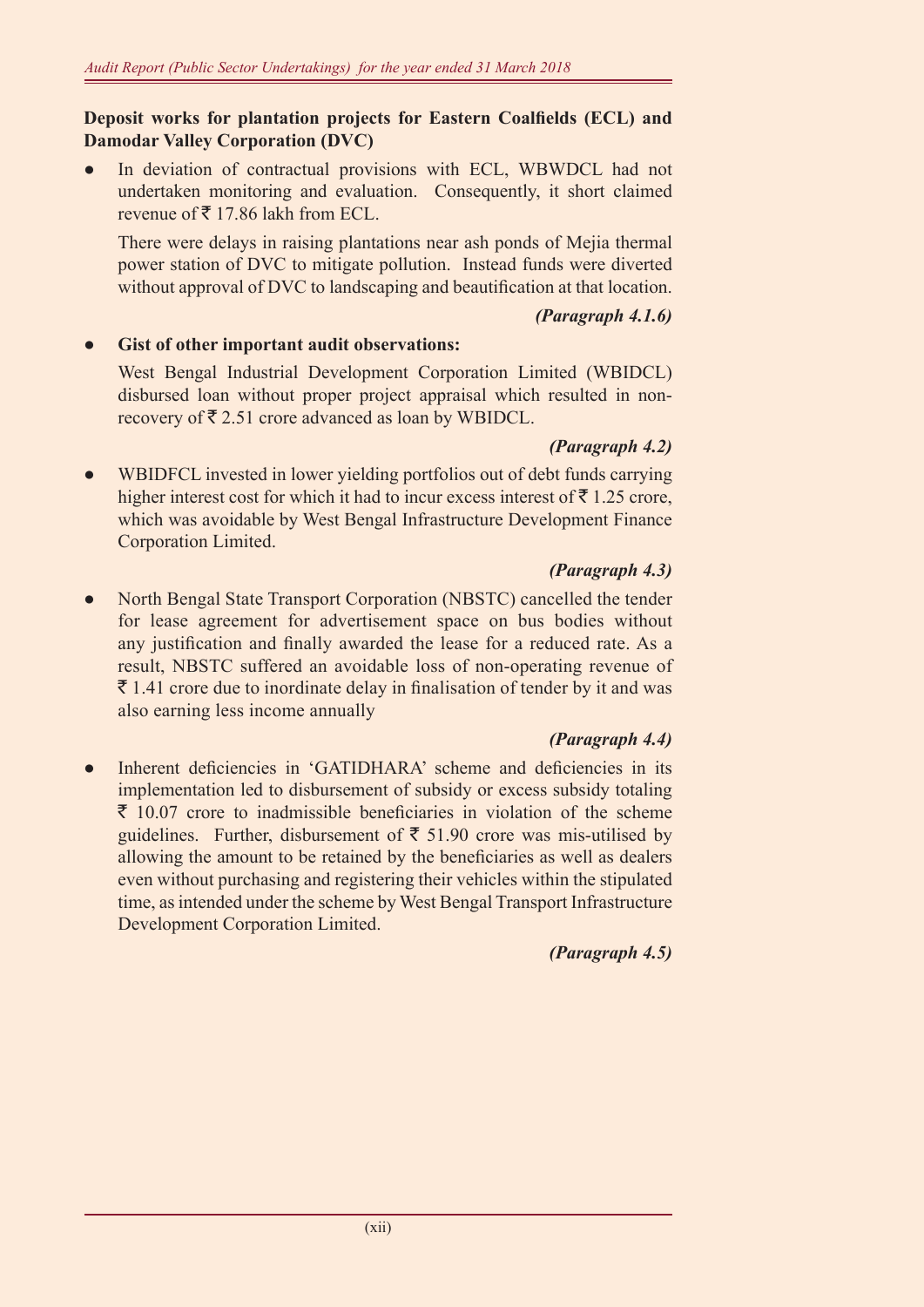**Deposit works for plantation projects for Eastern Coalfields (ECL) and Damodar Valley Corporation (DVC)**

- In deviation of contractual provisions with ECL, WBWDCL had not undertaken monitoring and evaluation. Consequently, it short claimed revenue of ₹ 17.86 lakh from ECL.

  There were delays in raising plantations near ash ponds of Mejia thermal power station of DVC to mitigate pollution. Instead funds were diverted without approval of DVC to landscaping and beautification at that location.

  ***(Paragraph 4.1.6)***

- **Gist of other important audit observations:**

  West Bengal Industrial Development Corporation Limited (WBIDCL) disbursed loan without proper project appraisal which resulted in non-recovery of ₹ 2.51 crore advanced as loan by WBIDCL.

  ***(Paragraph 4.2)***

- WBIDFCL invested in lower yielding portfolios out of debt funds carrying higher interest cost for which it had to incur excess interest of ₹ 1.25 crore, which was avoidable by West Bengal Infrastructure Development Finance Corporation Limited.

  ***(Paragraph 4.3)***

- North Bengal State Transport Corporation (NBSTC) cancelled the tender for lease agreement for advertisement space on bus bodies without any justification and finally awarded the lease for a reduced rate. As a result, NBSTC suffered an avoidable loss of non-operating revenue of ₹ 1.41 crore due to inordinate delay in finalisation of tender by it and was also earning less income annually

  ***(Paragraph 4.4)***

- Inherent deficiencies in 'GATIDHARA' scheme and deficiencies in its implementation led to disbursement of subsidy or excess subsidy totaling ₹ 10.07 crore to inadmissible beneficiaries in violation of the scheme guidelines. Further, disbursement of ₹ 51.90 crore was mis-utilised by allowing the amount to be retained by the beneficiaries as well as dealers even without purchasing and registering their vehicles within the stipulated time, as intended under the scheme by West Bengal Transport Infrastructure Development Corporation Limited.

  ***(Paragraph 4.5)***